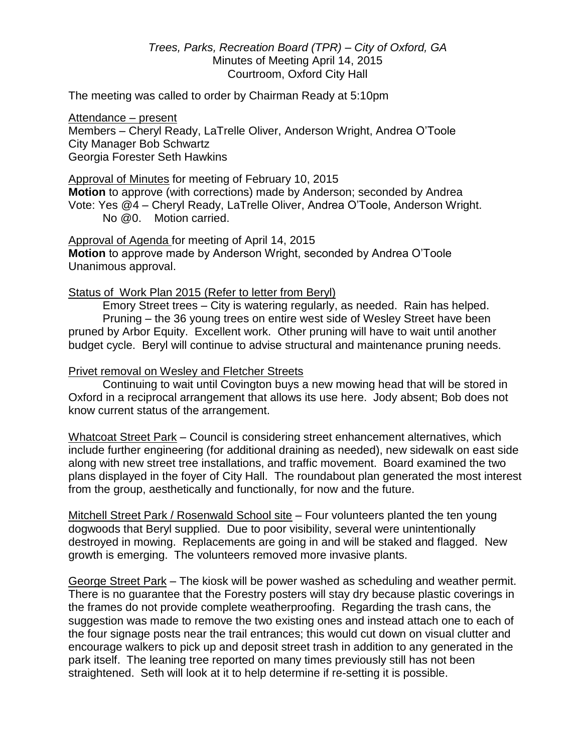*Trees, Parks, Recreation Board (TPR) – City of Oxford, GA*
Minutes of Meeting April 14, 2015
Courtroom, Oxford City Hall

The meeting was called to order by Chairman Ready at 5:10pm

Attendance – present
Members – Cheryl Ready, LaTrelle Oliver, Anderson Wright, Andrea O'Toole
City Manager Bob Schwartz
Georgia Forester Seth Hawkins

Approval of Minutes for meeting of February 10, 2015
**Motion** to approve (with corrections) made by Anderson; seconded by Andrea
Vote: Yes @4 – Cheryl Ready, LaTrelle Oliver, Andrea O'Toole, Anderson Wright.
No @0. Motion carried.

Approval of Agenda for meeting of April 14, 2015
**Motion** to approve made by Anderson Wright, seconded by Andrea O'Toole
Unanimous approval.

Status of Work Plan 2015 (Refer to letter from Beryl)

Emory Street trees – City is watering regularly, as needed. Rain has helped.

Pruning – the 36 young trees on entire west side of Wesley Street have been pruned by Arbor Equity. Excellent work. Other pruning will have to wait until another budget cycle. Beryl will continue to advise structural and maintenance pruning needs.

Privet removal on Wesley and Fletcher Streets

Continuing to wait until Covington buys a new mowing head that will be stored in Oxford in a reciprocal arrangement that allows its use here. Jody absent; Bob does not know current status of the arrangement.

Whatcoat Street Park – Council is considering street enhancement alternatives, which include further engineering (for additional draining as needed), new sidewalk on east side along with new street tree installations, and traffic movement. Board examined the two plans displayed in the foyer of City Hall. The roundabout plan generated the most interest from the group, aesthetically and functionally, for now and the future.

Mitchell Street Park / Rosenwald School site – Four volunteers planted the ten young dogwoods that Beryl supplied. Due to poor visibility, several were unintentionally destroyed in mowing. Replacements are going in and will be staked and flagged. New growth is emerging. The volunteers removed more invasive plants.

George Street Park – The kiosk will be power washed as scheduling and weather permit. There is no guarantee that the Forestry posters will stay dry because plastic coverings in the frames do not provide complete weatherproofing. Regarding the trash cans, the suggestion was made to remove the two existing ones and instead attach one to each of the four signage posts near the trail entrances; this would cut down on visual clutter and encourage walkers to pick up and deposit street trash in addition to any generated in the park itself. The leaning tree reported on many times previously still has not been straightened. Seth will look at it to help determine if re-setting it is possible.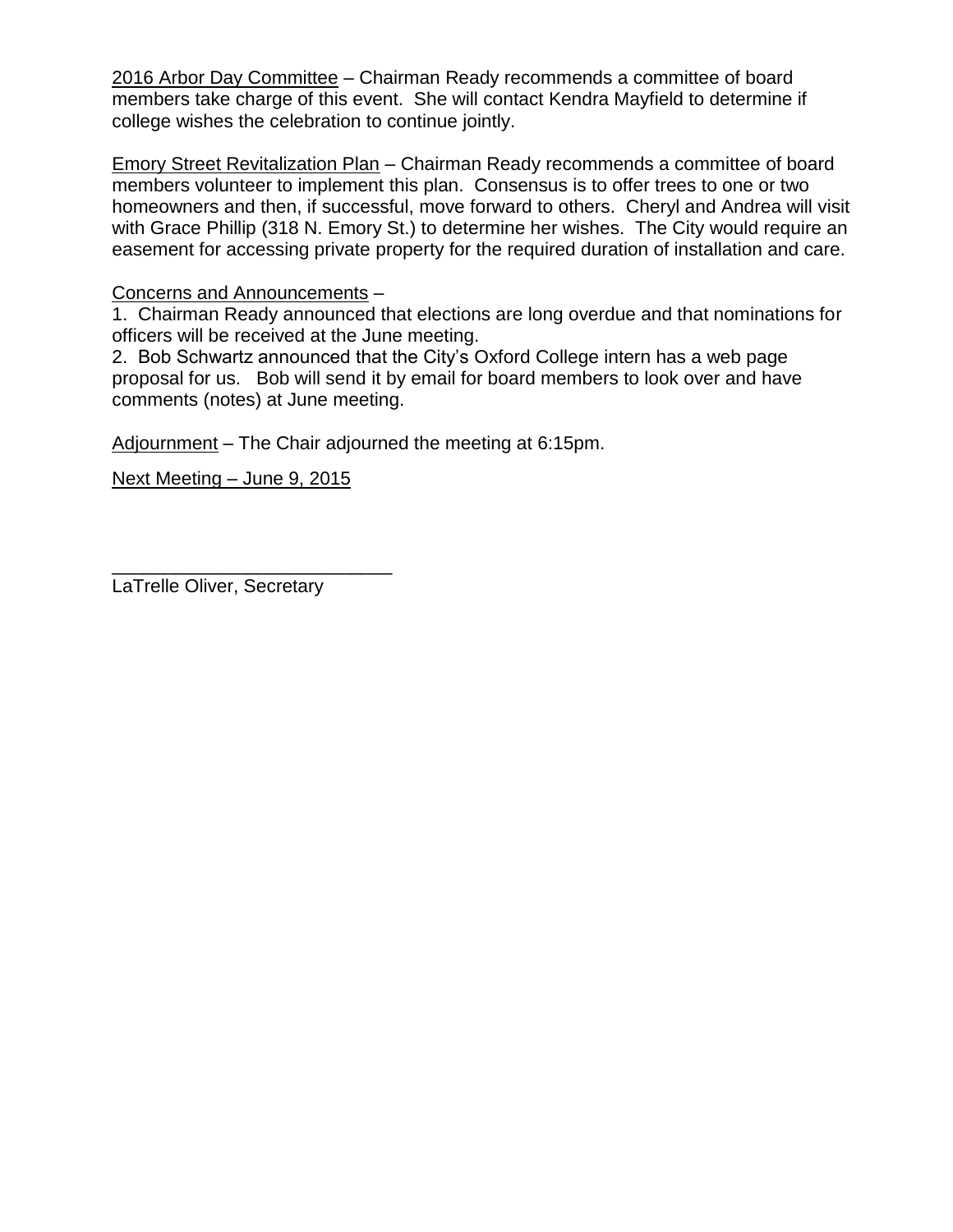2016 Arbor Day Committee – Chairman Ready recommends a committee of board members take charge of this event. She will contact Kendra Mayfield to determine if college wishes the celebration to continue jointly.

Emory Street Revitalization Plan – Chairman Ready recommends a committee of board members volunteer to implement this plan. Consensus is to offer trees to one or two homeowners and then, if successful, move forward to others. Cheryl and Andrea will visit with Grace Phillip (318 N. Emory St.) to determine her wishes. The City would require an easement for accessing private property for the required duration of installation and care.

Concerns and Announcements –

1. Chairman Ready announced that elections are long overdue and that nominations for officers will be received at the June meeting.
2. Bob Schwartz announced that the City's Oxford College intern has a web page proposal for us. Bob will send it by email for board members to look over and have comments (notes) at June meeting.

Adjournment – The Chair adjourned the meeting at 6:15pm.

Next Meeting – June 9, 2015

\_\_\_\_\_\_\_\_\_\_\_\_\_\_\_\_\_\_\_\_\_\_\_\_\_\_\_\_

LaTrelle Oliver, Secretary